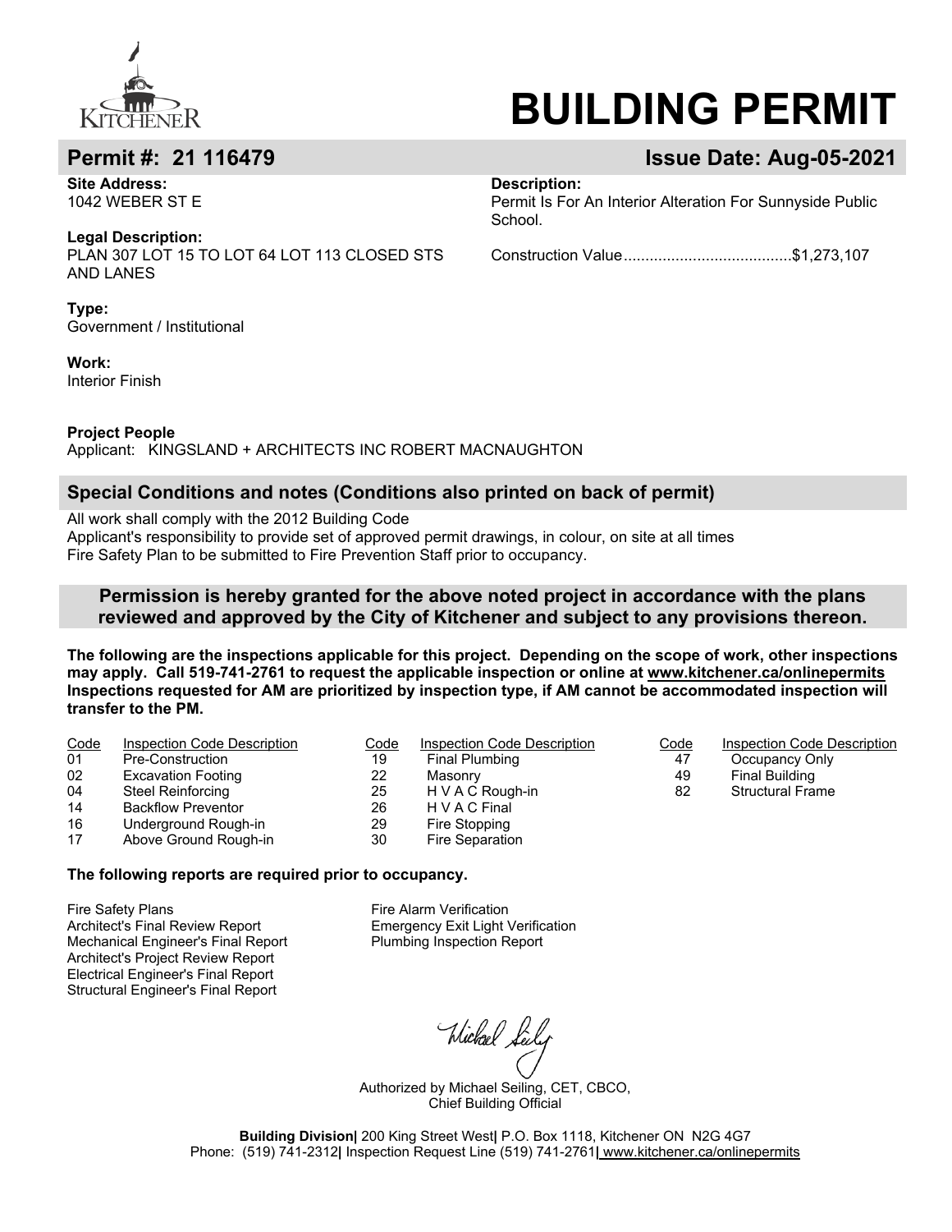KITCHENER

# BUILDING PERMIT

## Permit #: 21 116479 — Issue Date: Aug-05-2021

**Site Address:**
1042 WEBER ST E

**Legal Description:**
PLAN 307 LOT 15 TO LOT 64 LOT 113 CLOSED STS AND LANES

**Type:**
Government / Institutional

**Work:**
Interior Finish

**Description:**
Permit Is For An Interior Alteration For Sunnyside Public School.

Construction Value......................................$1,273,107

**Project People**
Applicant: KINGSLAND + ARCHITECTS INC ROBERT MACNAUGHTON

### Special Conditions and notes (Conditions also printed on back of permit)

All work shall comply with the 2012 Building Code
Applicant's responsibility to provide set of approved permit drawings, in colour, on site at all times
Fire Safety Plan to be submitted to Fire Prevention Staff prior to occupancy.

**Permission is hereby granted for the above noted project in accordance with the plans reviewed and approved by the City of Kitchener and subject to any provisions thereon.**

**The following are the inspections applicable for this project. Depending on the scope of work, other inspections may apply. Call 519-741-2761 to request the applicable inspection or online at www.kitchener.ca/onlinepermits Inspections requested for AM are prioritized by inspection type, if AM cannot be accommodated inspection will transfer to the PM.**

| Code | Inspection Code Description | Code | Inspection Code Description | Code | Inspection Code Description |
|---|---|---|---|---|---|
| 01 | Pre-Construction | 19 | Final Plumbing | 47 | Occupancy Only |
| 02 | Excavation Footing | 22 | Masonry | 49 | Final Building |
| 04 | Steel Reinforcing | 25 | H V A C Rough-in | 82 | Structural Frame |
| 14 | Backflow Preventor | 26 | H V A C Final | | |
| 16 | Underground Rough-in | 29 | Fire Stopping | | |
| 17 | Above Ground Rough-in | 30 | Fire Separation | | |

**The following reports are required prior to occupancy.**

Fire Safety Plans
Architect's Final Review Report
Mechanical Engineer's Final Report
Architect's Project Review Report
Electrical Engineer's Final Report
Structural Engineer's Final Report
Fire Alarm Verification
Emergency Exit Light Verification
Plumbing Inspection Report

Authorized by Michael Seiling, CET, CBCO,
Chief Building Official

**Building Division|** 200 King Street West**|** P.O. Box 1118, Kitchener ON N2G 4G7
Phone: (519) 741-2312**|** Inspection Request Line (519) 741-2761**|** www.kitchener.ca/onlinepermits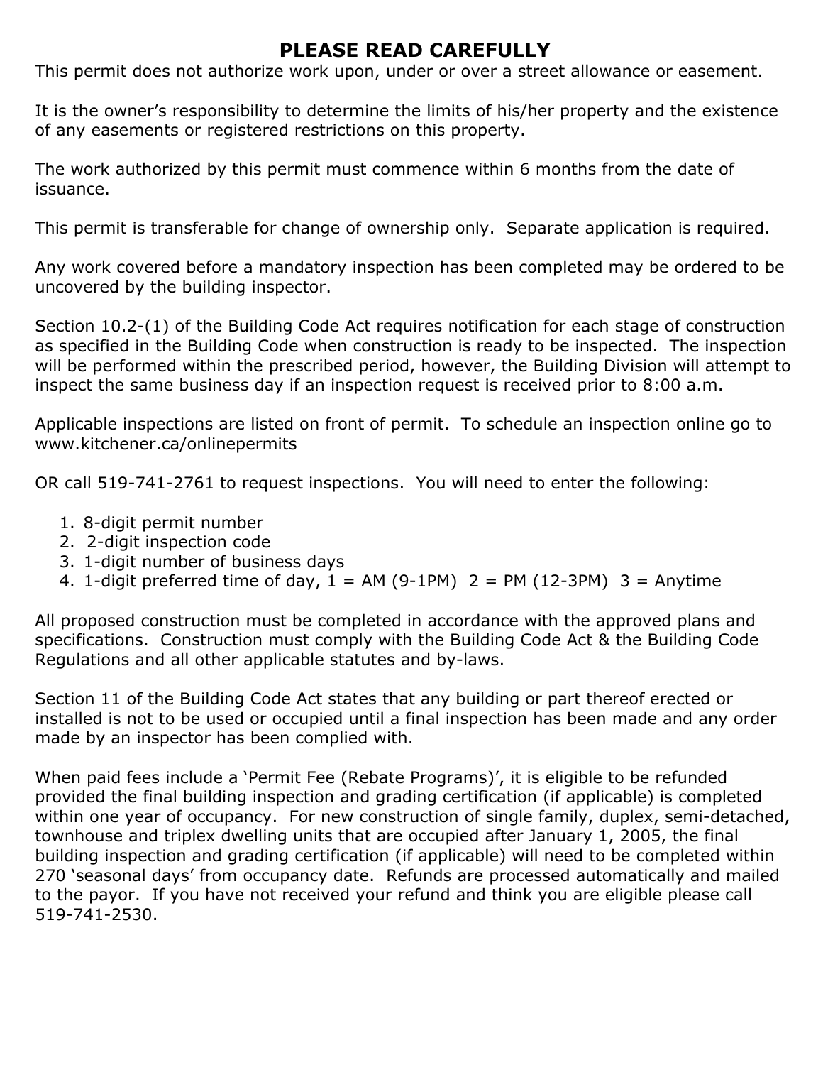# PLEASE READ CAREFULLY

This permit does not authorize work upon, under or over a street allowance or easement.

It is the owner's responsibility to determine the limits of his/her property and the existence of any easements or registered restrictions on this property.

The work authorized by this permit must commence within 6 months from the date of issuance.

This permit is transferable for change of ownership only. Separate application is required.

Any work covered before a mandatory inspection has been completed may be ordered to be uncovered by the building inspector.

Section 10.2-(1) of the Building Code Act requires notification for each stage of construction as specified in the Building Code when construction is ready to be inspected. The inspection will be performed within the prescribed period, however, the Building Division will attempt to inspect the same business day if an inspection request is received prior to 8:00 a.m.

Applicable inspections are listed on front of permit. To schedule an inspection online go to www.kitchener.ca/onlinepermits

OR call 519-741-2761 to request inspections. You will need to enter the following:

1. 8-digit permit number
2. 2-digit inspection code
3. 1-digit number of business days
4. 1-digit preferred time of day, 1 = AM (9-1PM) 2 = PM (12-3PM) 3 = Anytime

All proposed construction must be completed in accordance with the approved plans and specifications. Construction must comply with the Building Code Act & the Building Code Regulations and all other applicable statutes and by-laws.

Section 11 of the Building Code Act states that any building or part thereof erected or installed is not to be used or occupied until a final inspection has been made and any order made by an inspector has been complied with.

When paid fees include a 'Permit Fee (Rebate Programs)', it is eligible to be refunded provided the final building inspection and grading certification (if applicable) is completed within one year of occupancy. For new construction of single family, duplex, semi-detached, townhouse and triplex dwelling units that are occupied after January 1, 2005, the final building inspection and grading certification (if applicable) will need to be completed within 270 'seasonal days' from occupancy date. Refunds are processed automatically and mailed to the payor. If you have not received your refund and think you are eligible please call 519-741-2530.